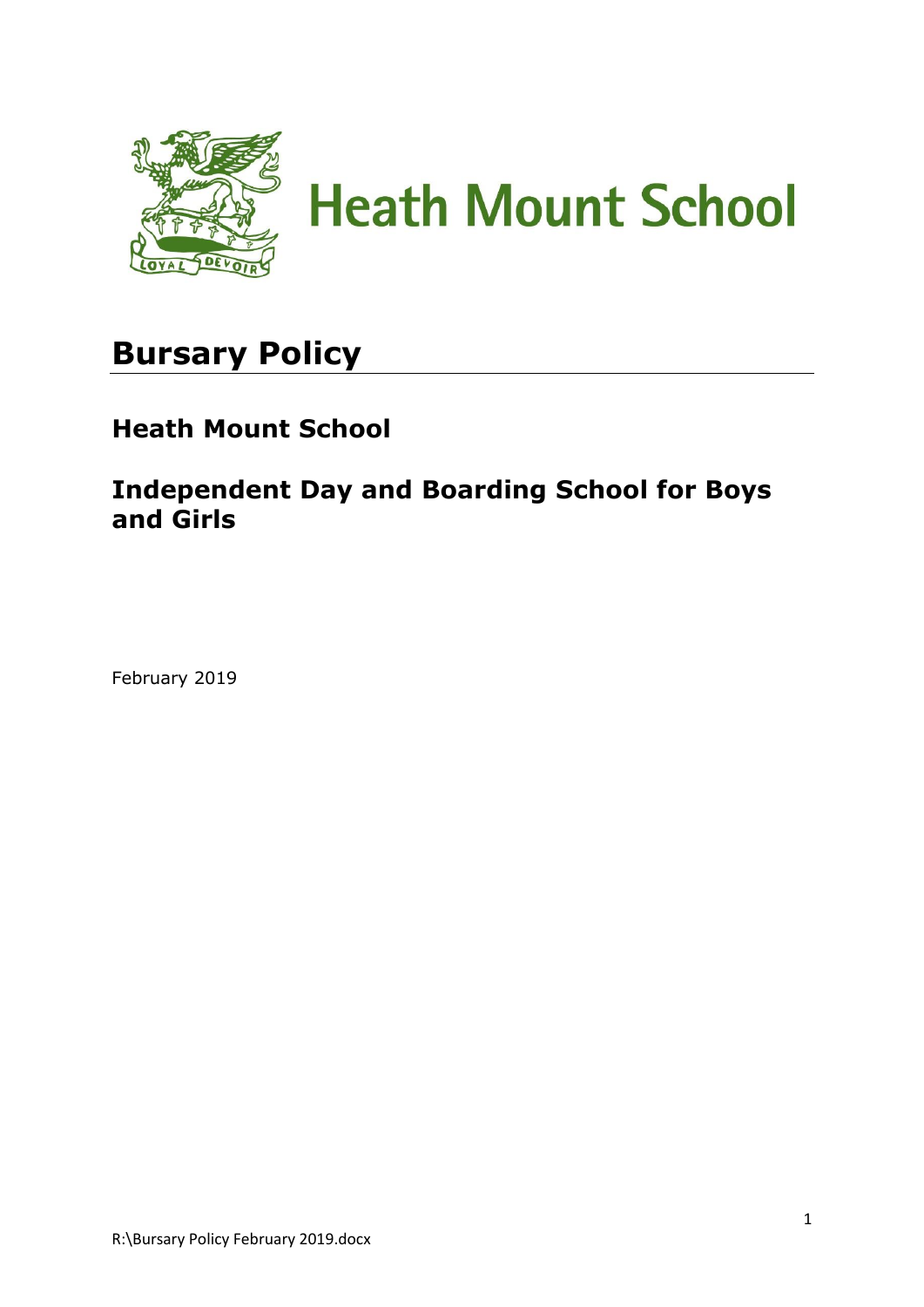# Heath Mount School

## Bursary Policy

### Heath Mount School

### Independent Day and Boarding School for Boys and Girls

February 2019

R:\Bursary Policy February 2019.docx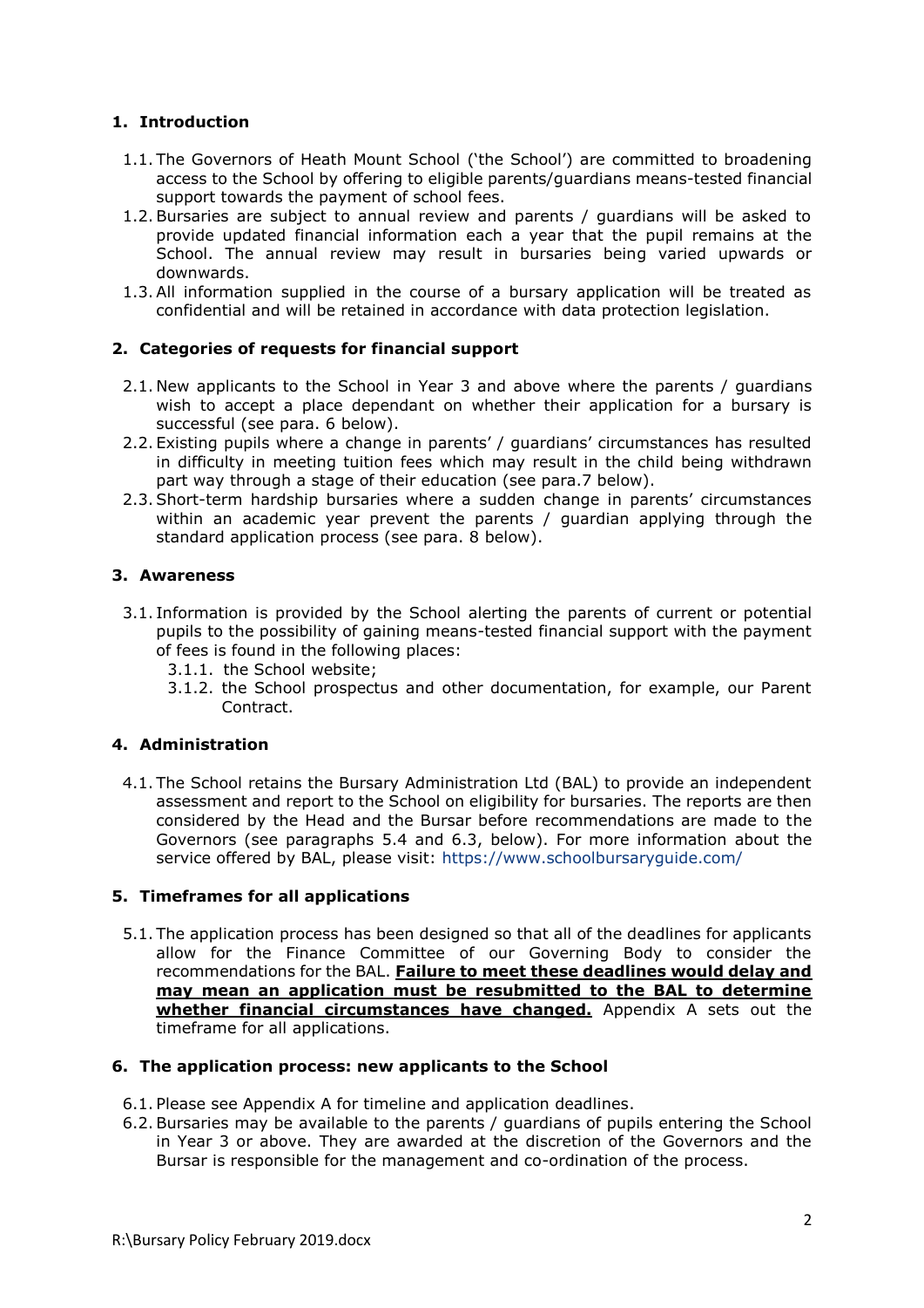## 1. Introduction

1.1. The Governors of Heath Mount School ('the School') are committed to broadening access to the School by offering to eligible parents/guardians means-tested financial support towards the payment of school fees.

1.2. Bursaries are subject to annual review and parents / guardians will be asked to provide updated financial information each a year that the pupil remains at the School. The annual review may result in bursaries being varied upwards or downwards.

1.3. All information supplied in the course of a bursary application will be treated as confidential and will be retained in accordance with data protection legislation.

## 2. Categories of requests for financial support

2.1. New applicants to the School in Year 3 and above where the parents / guardians wish to accept a place dependant on whether their application for a bursary is successful (see para. 6 below).

2.2. Existing pupils where a change in parents' / guardians' circumstances has resulted in difficulty in meeting tuition fees which may result in the child being withdrawn part way through a stage of their education (see para.7 below).

2.3. Short-term hardship bursaries where a sudden change in parents' circumstances within an academic year prevent the parents / guardian applying through the standard application process (see para. 8 below).

## 3. Awareness

3.1. Information is provided by the School alerting the parents of current or potential pupils to the possibility of gaining means-tested financial support with the payment of fees is found in the following places:

3.1.1. the School website;

3.1.2. the School prospectus and other documentation, for example, our Parent Contract.

## 4. Administration

4.1. The School retains the Bursary Administration Ltd (BAL) to provide an independent assessment and report to the School on eligibility for bursaries. The reports are then considered by the Head and the Bursar before recommendations are made to the Governors (see paragraphs 5.4 and 6.3, below). For more information about the service offered by BAL, please visit: https://www.schoolbursaryguide.com/

## 5. Timeframes for all applications

5.1. The application process has been designed so that all of the deadlines for applicants allow for the Finance Committee of our Governing Body to consider the recommendations for the BAL. **Failure to meet these deadlines would delay and may mean an application must be resubmitted to the BAL to determine whether financial circumstances have changed.** Appendix A sets out the timeframe for all applications.

## 6. The application process: new applicants to the School

6.1. Please see Appendix A for timeline and application deadlines.

6.2. Bursaries may be available to the parents / guardians of pupils entering the School in Year 3 or above. They are awarded at the discretion of the Governors and the Bursar is responsible for the management and co-ordination of the process.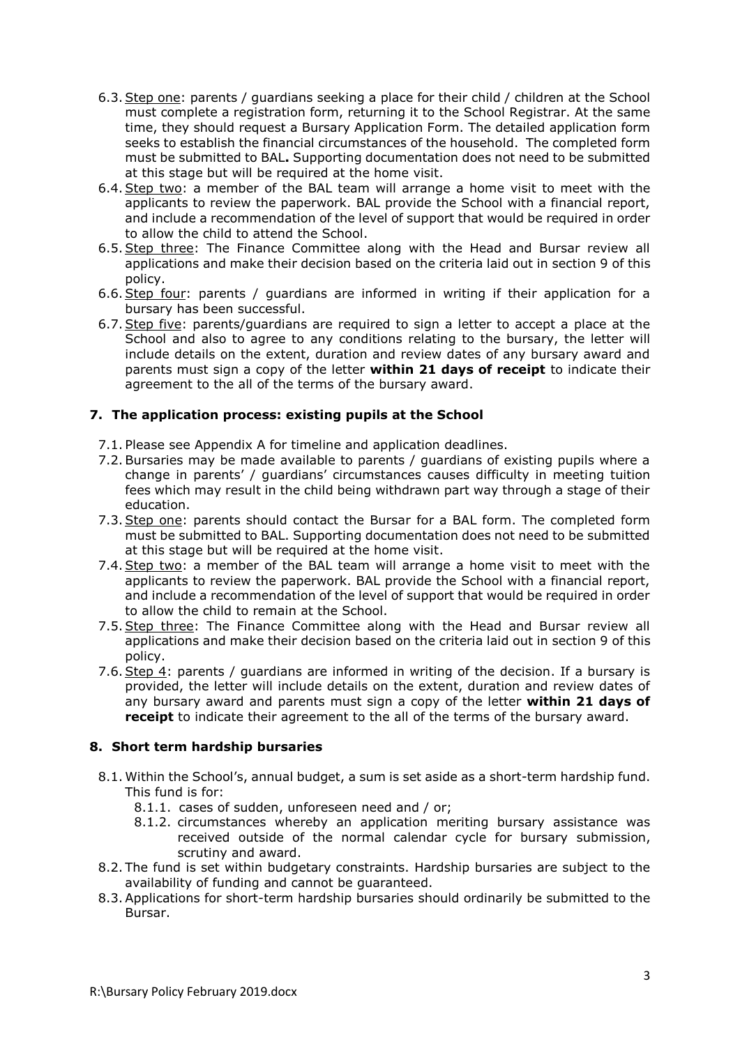6.3. Step one: parents / guardians seeking a place for their child / children at the School must complete a registration form, returning it to the School Registrar. At the same time, they should request a Bursary Application Form. The detailed application form seeks to establish the financial circumstances of the household. The completed form must be submitted to BAL**.** Supporting documentation does not need to be submitted at this stage but will be required at the home visit.

6.4. Step two: a member of the BAL team will arrange a home visit to meet with the applicants to review the paperwork. BAL provide the School with a financial report, and include a recommendation of the level of support that would be required in order to allow the child to attend the School.

6.5. Step three: The Finance Committee along with the Head and Bursar review all applications and make their decision based on the criteria laid out in section 9 of this policy.

6.6. Step four: parents / guardians are informed in writing if their application for a bursary has been successful.

6.7. Step five: parents/guardians are required to sign a letter to accept a place at the School and also to agree to any conditions relating to the bursary, the letter will include details on the extent, duration and review dates of any bursary award and parents must sign a copy of the letter **within 21 days of receipt** to indicate their agreement to the all of the terms of the bursary award.

## 7. The application process: existing pupils at the School

7.1. Please see Appendix A for timeline and application deadlines.

7.2. Bursaries may be made available to parents / guardians of existing pupils where a change in parents' / guardians' circumstances causes difficulty in meeting tuition fees which may result in the child being withdrawn part way through a stage of their education.

7.3. Step one: parents should contact the Bursar for a BAL form. The completed form must be submitted to BAL. Supporting documentation does not need to be submitted at this stage but will be required at the home visit.

7.4. Step two: a member of the BAL team will arrange a home visit to meet with the applicants to review the paperwork. BAL provide the School with a financial report, and include a recommendation of the level of support that would be required in order to allow the child to remain at the School.

7.5. Step three: The Finance Committee along with the Head and Bursar review all applications and make their decision based on the criteria laid out in section 9 of this policy.

7.6. Step 4: parents / guardians are informed in writing of the decision. If a bursary is provided, the letter will include details on the extent, duration and review dates of any bursary award and parents must sign a copy of the letter **within 21 days of receipt** to indicate their agreement to the all of the terms of the bursary award.

## 8. Short term hardship bursaries

8.1. Within the School's, annual budget, a sum is set aside as a short-term hardship fund. This fund is for:

- 8.1.1. cases of sudden, unforeseen need and / or;
- 8.1.2. circumstances whereby an application meriting bursary assistance was received outside of the normal calendar cycle for bursary submission, scrutiny and award.

8.2. The fund is set within budgetary constraints. Hardship bursaries are subject to the availability of funding and cannot be guaranteed.

8.3. Applications for short-term hardship bursaries should ordinarily be submitted to the Bursar.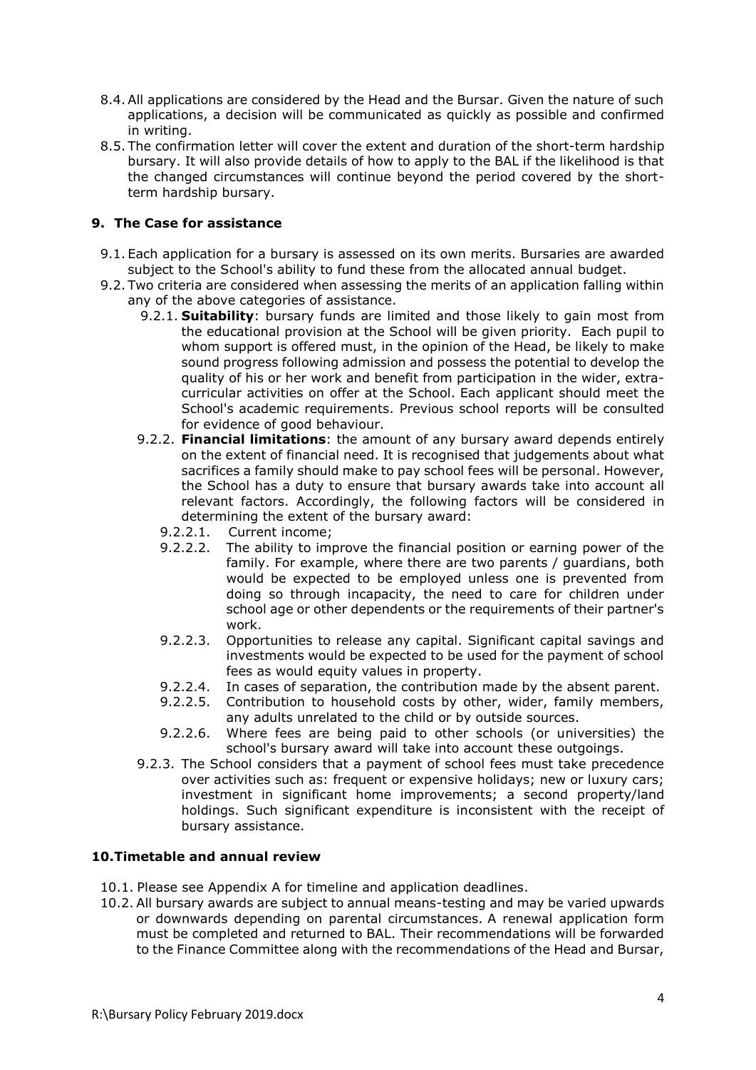8.4. All applications are considered by the Head and the Bursar. Given the nature of such applications, a decision will be communicated as quickly as possible and confirmed in writing.

8.5. The confirmation letter will cover the extent and duration of the short-term hardship bursary. It will also provide details of how to apply to the BAL if the likelihood is that the changed circumstances will continue beyond the period covered by the short-term hardship bursary.

## 9. The Case for assistance

9.1. Each application for a bursary is assessed on its own merits. Bursaries are awarded subject to the School's ability to fund these from the allocated annual budget.

9.2. Two criteria are considered when assessing the merits of an application falling within any of the above categories of assistance.

- 9.2.1. **Suitability**: bursary funds are limited and those likely to gain most from the educational provision at the School will be given priority. Each pupil to whom support is offered must, in the opinion of the Head, be likely to make sound progress following admission and possess the potential to develop the quality of his or her work and benefit from participation in the wider, extra-curricular activities on offer at the School. Each applicant should meet the School's academic requirements. Previous school reports will be consulted for evidence of good behaviour.
- 9.2.2. **Financial limitations**: the amount of any bursary award depends entirely on the extent of financial need. It is recognised that judgements about what sacrifices a family should make to pay school fees will be personal. However, the School has a duty to ensure that bursary awards take into account all relevant factors. Accordingly, the following factors will be considered in determining the extent of the bursary award:
  - 9.2.2.1. Current income;
  - 9.2.2.2. The ability to improve the financial position or earning power of the family. For example, where there are two parents / guardians, both would be expected to be employed unless one is prevented from doing so through incapacity, the need to care for children under school age or other dependents or the requirements of their partner's work.
  - 9.2.2.3. Opportunities to release any capital. Significant capital savings and investments would be expected to be used for the payment of school fees as would equity values in property.
  - 9.2.2.4. In cases of separation, the contribution made by the absent parent.
  - 9.2.2.5. Contribution to household costs by other, wider, family members, any adults unrelated to the child or by outside sources.
  - 9.2.2.6. Where fees are being paid to other schools (or universities) the school's bursary award will take into account these outgoings.
- 9.2.3. The School considers that a payment of school fees must take precedence over activities such as: frequent or expensive holidays; new or luxury cars; investment in significant home improvements; a second property/land holdings. Such significant expenditure is inconsistent with the receipt of bursary assistance.

## 10. Timetable and annual review

10.1. Please see Appendix A for timeline and application deadlines.

10.2. All bursary awards are subject to annual means-testing and may be varied upwards or downwards depending on parental circumstances. A renewal application form must be completed and returned to BAL. Their recommendations will be forwarded to the Finance Committee along with the recommendations of the Head and Bursar,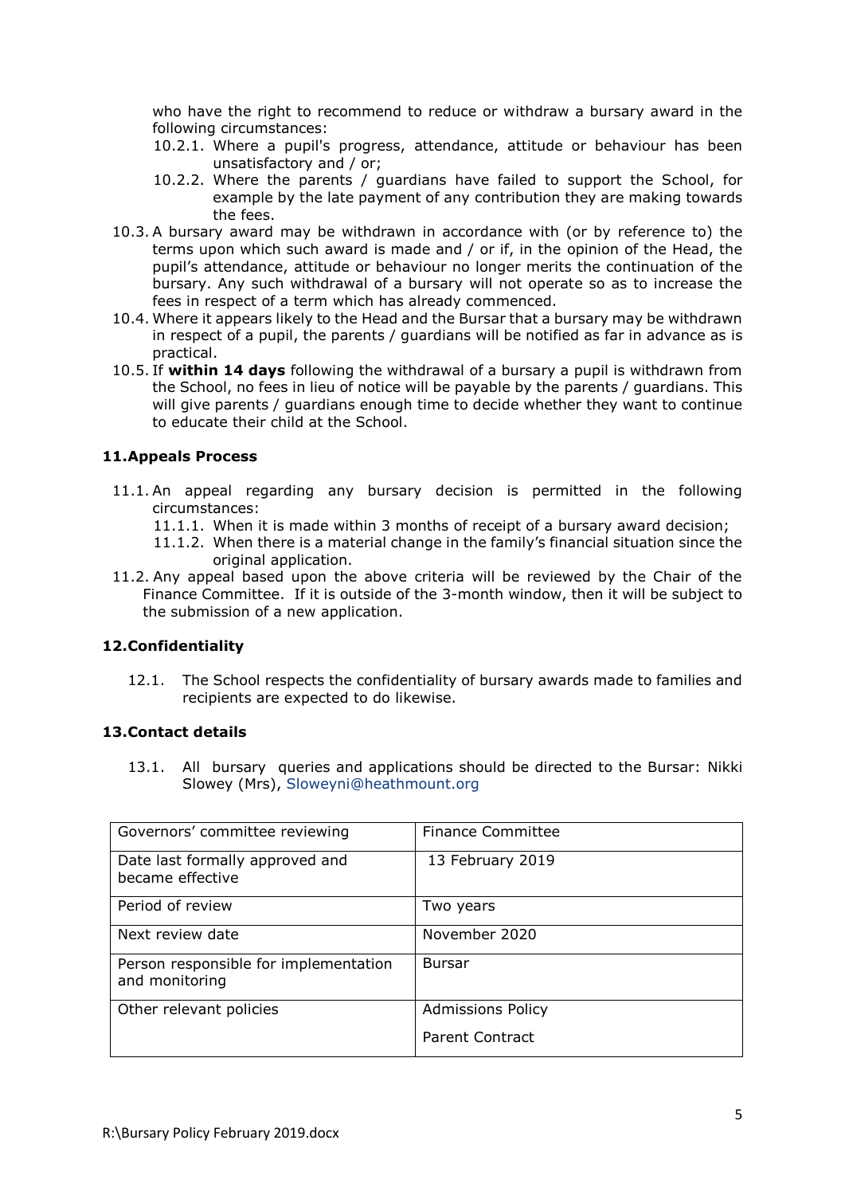who have the right to recommend to reduce or withdraw a bursary award in the following circumstances:

  - 10.2.1. Where a pupil's progress, attendance, attitude or behaviour has been unsatisfactory and / or;
  - 10.2.2. Where the parents / guardians have failed to support the School, for example by the late payment of any contribution they are making towards the fees.

- 10.3. A bursary award may be withdrawn in accordance with (or by reference to) the terms upon which such award is made and / or if, in the opinion of the Head, the pupil's attendance, attitude or behaviour no longer merits the continuation of the bursary. Any such withdrawal of a bursary will not operate so as to increase the fees in respect of a term which has already commenced.
- 10.4. Where it appears likely to the Head and the Bursar that a bursary may be withdrawn in respect of a pupil, the parents / guardians will be notified as far in advance as is practical.
- 10.5. If **within 14 days** following the withdrawal of a bursary a pupil is withdrawn from the School, no fees in lieu of notice will be payable by the parents / guardians. This will give parents / guardians enough time to decide whether they want to continue to educate their child at the School.

### 11. Appeals Process

- 11.1. An appeal regarding any bursary decision is permitted in the following circumstances:
  - 11.1.1. When it is made within 3 months of receipt of a bursary award decision;
  - 11.1.2. When there is a material change in the family's financial situation since the original application.
- 11.2. Any appeal based upon the above criteria will be reviewed by the Chair of the Finance Committee. If it is outside of the 3-month window, then it will be subject to the submission of a new application.

### 12. Confidentiality

- 12.1. The School respects the confidentiality of bursary awards made to families and recipients are expected to do likewise.

### 13. Contact details

- 13.1. All bursary queries and applications should be directed to the Bursar: Nikki Slowey (Mrs), Sloweyni@heathmount.org

| Governors' committee reviewing | Finance Committee |
|---|---|
| Date last formally approved and became effective | 13 February 2019 |
| Period of review | Two years |
| Next review date | November 2020 |
| Person responsible for implementation and monitoring | Bursar |
| Other relevant policies | Admissions Policy<br>Parent Contract |

R:\Bursary Policy February 2019.docx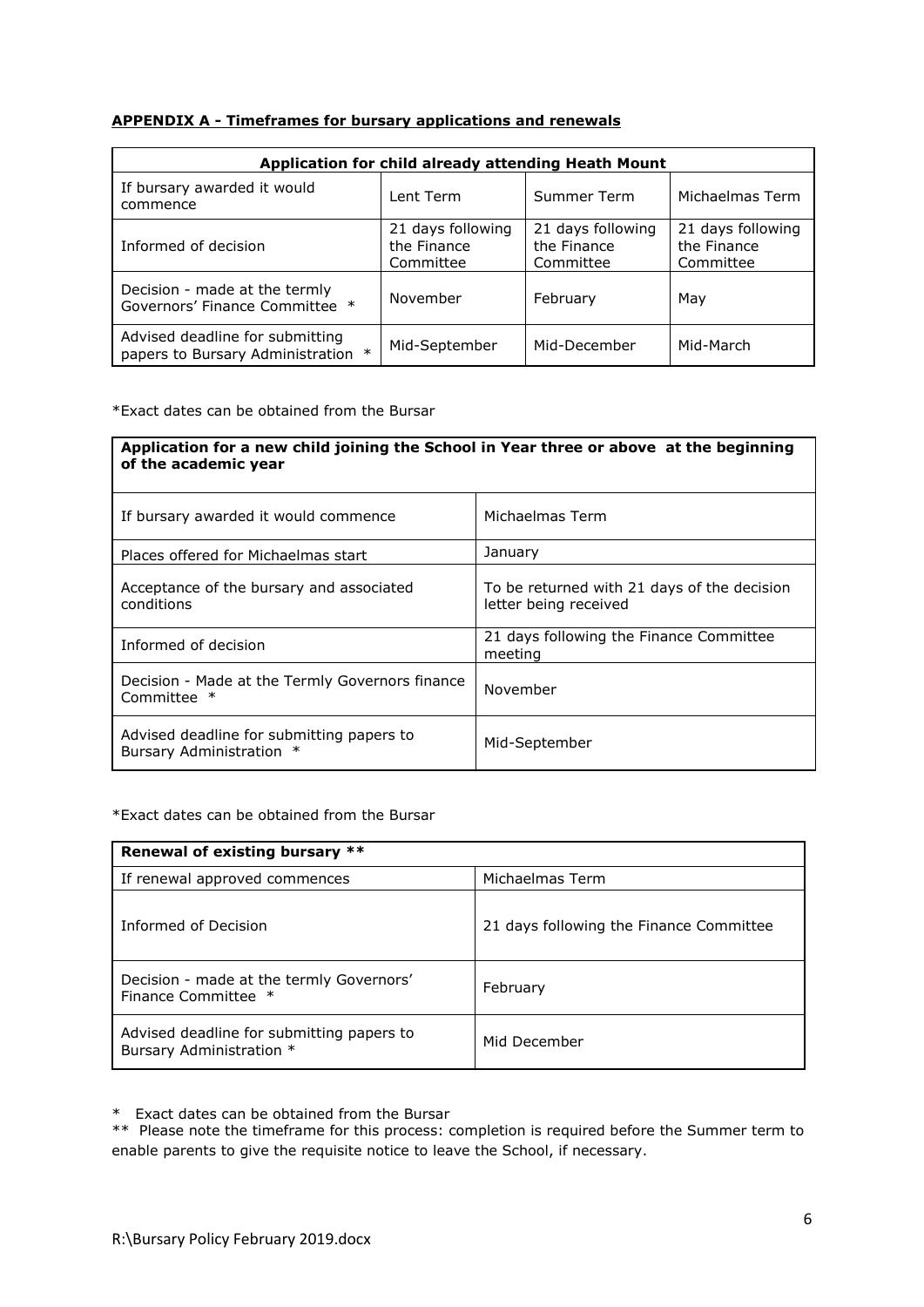**APPENDIX A - Timeframes for bursary applications and renewals**

| Application for child already attending Heath Mount | | | |
|---|---|---|---|
| If bursary awarded it would commence | Lent Term | Summer Term | Michaelmas Term |
| Informed of decision | 21 days following the Finance Committee | 21 days following the Finance Committee | 21 days following the Finance Committee |
| Decision - made at the termly Governors' Finance Committee * | November | February | May |
| Advised deadline for submitting papers to Bursary Administration * | Mid-September | Mid-December | Mid-March |

*Exact dates can be obtained from the Bursar

| Application for a new child joining the School in Year three or above at the beginning of the academic year | |
|---|---|
| If bursary awarded it would commence | Michaelmas Term |
| Places offered for Michaelmas start | January |
| Acceptance of the bursary and associated conditions | To be returned with 21 days of the decision letter being received |
| Informed of decision | 21 days following the Finance Committee meeting |
| Decision - Made at the Termly Governors finance Committee * | November |
| Advised deadline for submitting papers to Bursary Administration * | Mid-September |

*Exact dates can be obtained from the Bursar

| Renewal of existing bursary ** | |
|---|---|
| If renewal approved commences | Michaelmas Term |
| Informed of Decision | 21 days following the Finance Committee |
| Decision - made at the termly Governors' Finance Committee * | February |
| Advised deadline for submitting papers to Bursary Administration * | Mid December |

* Exact dates can be obtained from the Bursar

** Please note the timeframe for this process: completion is required before the Summer term to enable parents to give the requisite notice to leave the School, if necessary.